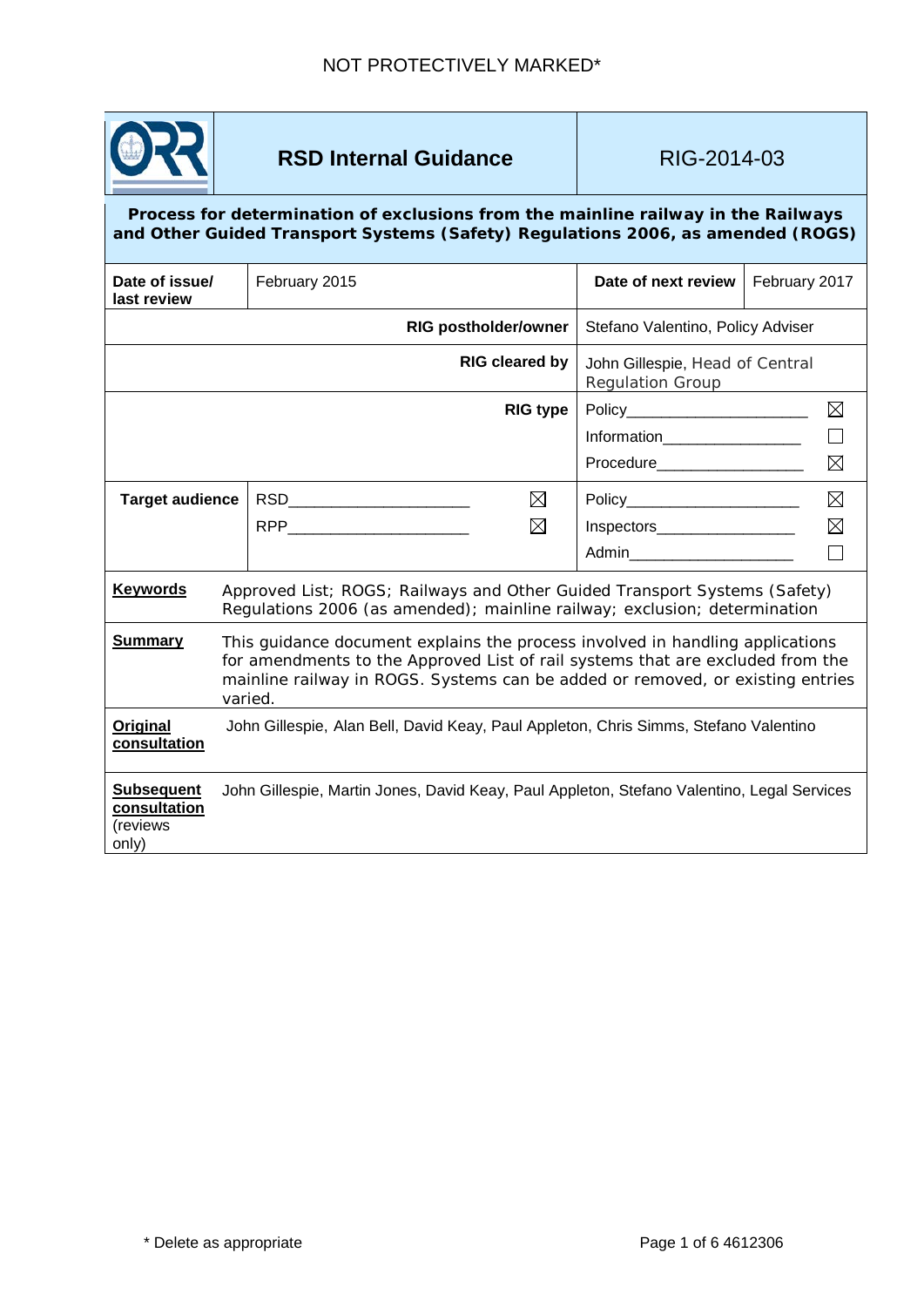NOT PROTECTIVELY MARKED*

| ORR | **RSD Internal Guidance** | RIG-2014-03 |
|---|---|---|

**Process for determination of exclusions from the mainline railway in the Railways and Other Guided Transport Systems (Safety) Regulations 2006, as amended (ROGS)**

| **Date of issue/ last review** | February 2015 | **Date of next review** | February 2017 |
|---|---|---|---|

| | |
|---|---|
| **RIG postholder/owner** | Stefano Valentino, Policy Adviser |
| **RIG cleared by** | John Gillespie, Head of Central Regulation Group |
| **RIG type** | Policy ☒<br>Information ☐<br>Procedure ☒ |

| **Target audience** | RSD ☒<br>RPP ☒ | Policy ☒<br>Inspectors ☒<br>Admin ☐ |
|---|---|---|

| | |
|---|---|
| **Keywords** | Approved List; ROGS; Railways and Other Guided Transport Systems (Safety) Regulations 2006 (as amended); mainline railway; exclusion; determination |
| **Summary** | This guidance document explains the process involved in handling applications for amendments to the Approved List of rail systems that are excluded from the mainline railway in ROGS. Systems can be added or removed, or existing entries varied. |
| **Original consultation** | John Gillespie, Alan Bell, David Keay, Paul Appleton, Chris Simms, Stefano Valentino |
| **Subsequent consultation** (reviews only) | John Gillespie, Martin Jones, David Keay, Paul Appleton, Stefano Valentino, Legal Services |

\* Delete as appropriate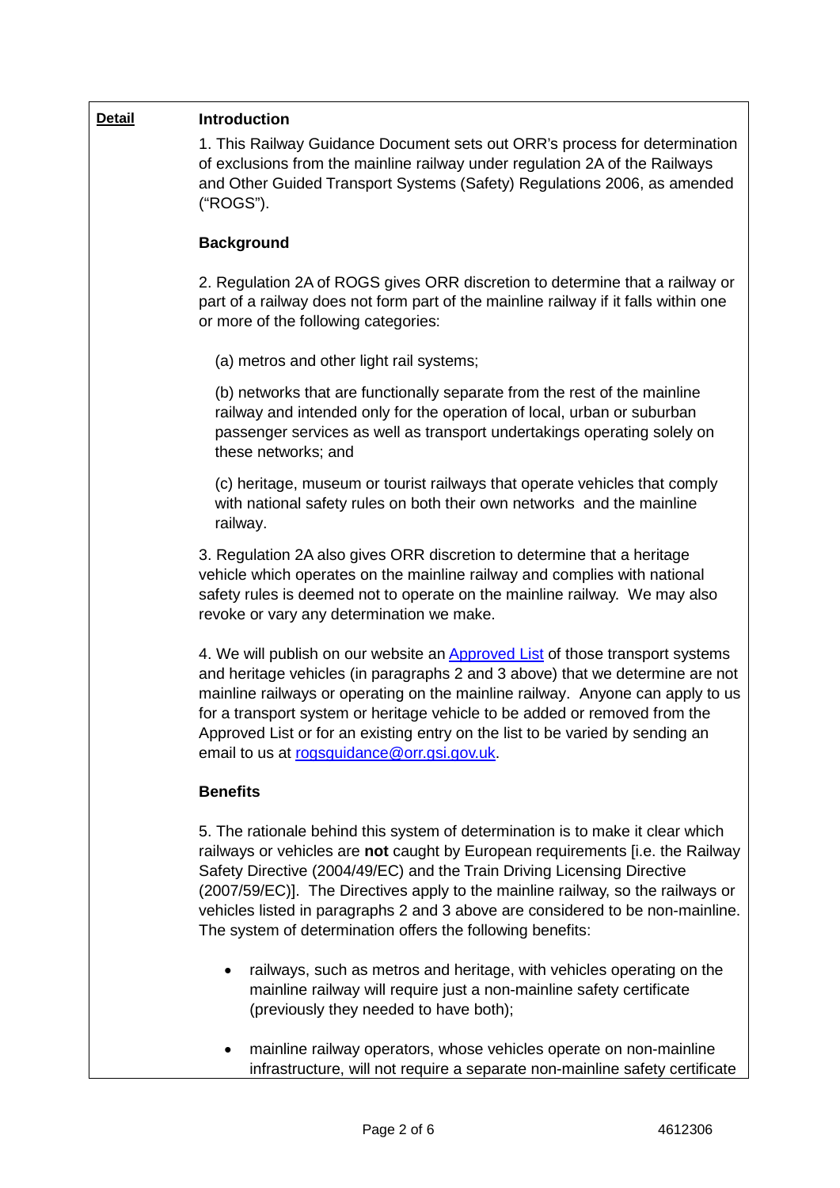**Detail**

## Introduction

1. This Railway Guidance Document sets out ORR's process for determination of exclusions from the mainline railway under regulation 2A of the Railways and Other Guided Transport Systems (Safety) Regulations 2006, as amended ("ROGS").

## Background

2. Regulation 2A of ROGS gives ORR discretion to determine that a railway or part of a railway does not form part of the mainline railway if it falls within one or more of the following categories:

(a) metros and other light rail systems;

(b) networks that are functionally separate from the rest of the mainline railway and intended only for the operation of local, urban or suburban passenger services as well as transport undertakings operating solely on these networks; and

(c) heritage, museum or tourist railways that operate vehicles that comply with national safety rules on both their own networks and the mainline railway.

3. Regulation 2A also gives ORR discretion to determine that a heritage vehicle which operates on the mainline railway and complies with national safety rules is deemed not to operate on the mainline railway. We may also revoke or vary any determination we make.

4. We will publish on our website an Approved List of those transport systems and heritage vehicles (in paragraphs 2 and 3 above) that we determine are not mainline railways or operating on the mainline railway. Anyone can apply to us for a transport system or heritage vehicle to be added or removed from the Approved List or for an existing entry on the list to be varied by sending an email to us at rogsguidance@orr.gsi.gov.uk.

## Benefits

5. The rationale behind this system of determination is to make it clear which railways or vehicles are **not** caught by European requirements [i.e. the Railway Safety Directive (2004/49/EC) and the Train Driving Licensing Directive (2007/59/EC)]. The Directives apply to the mainline railway, so the railways or vehicles listed in paragraphs 2 and 3 above are considered to be non-mainline. The system of determination offers the following benefits:

- railways, such as metros and heritage, with vehicles operating on the mainline railway will require just a non-mainline safety certificate (previously they needed to have both);
- mainline railway operators, whose vehicles operate on non-mainline infrastructure, will not require a separate non-mainline safety certificate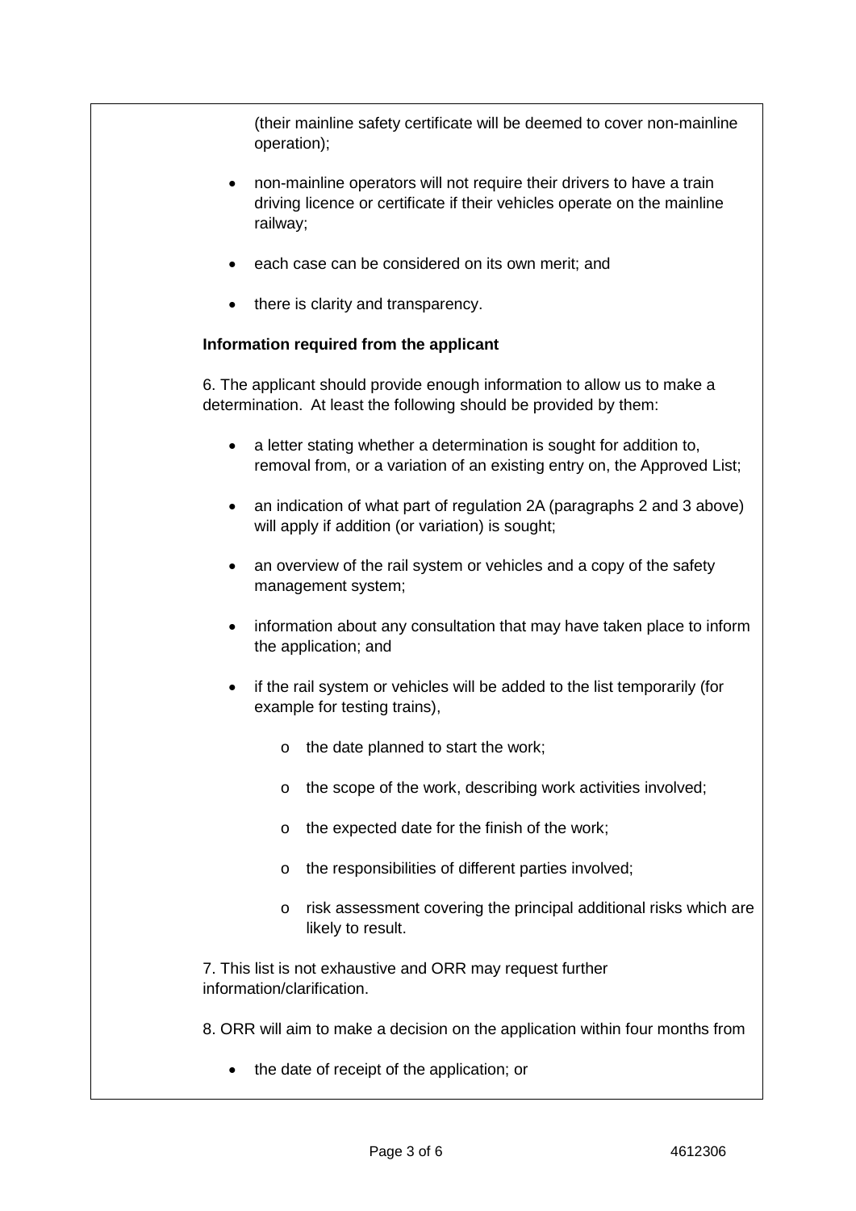(their mainline safety certificate will be deemed to cover non-mainline operation);

- non-mainline operators will not require their drivers to have a train driving licence or certificate if their vehicles operate on the mainline railway;
- each case can be considered on its own merit; and
- there is clarity and transparency.

**Information required from the applicant**

6. The applicant should provide enough information to allow us to make a determination. At least the following should be provided by them:

- a letter stating whether a determination is sought for addition to, removal from, or a variation of an existing entry on, the Approved List;
- an indication of what part of regulation 2A (paragraphs 2 and 3 above) will apply if addition (or variation) is sought;
- an overview of the rail system or vehicles and a copy of the safety management system;
- information about any consultation that may have taken place to inform the application; and
- if the rail system or vehicles will be added to the list temporarily (for example for testing trains),
    - the date planned to start the work;
    - the scope of the work, describing work activities involved;
    - the expected date for the finish of the work;
    - the responsibilities of different parties involved;
    - risk assessment covering the principal additional risks which are likely to result.

7. This list is not exhaustive and ORR may request further information/clarification.

8. ORR will aim to make a decision on the application within four months from

- the date of receipt of the application; or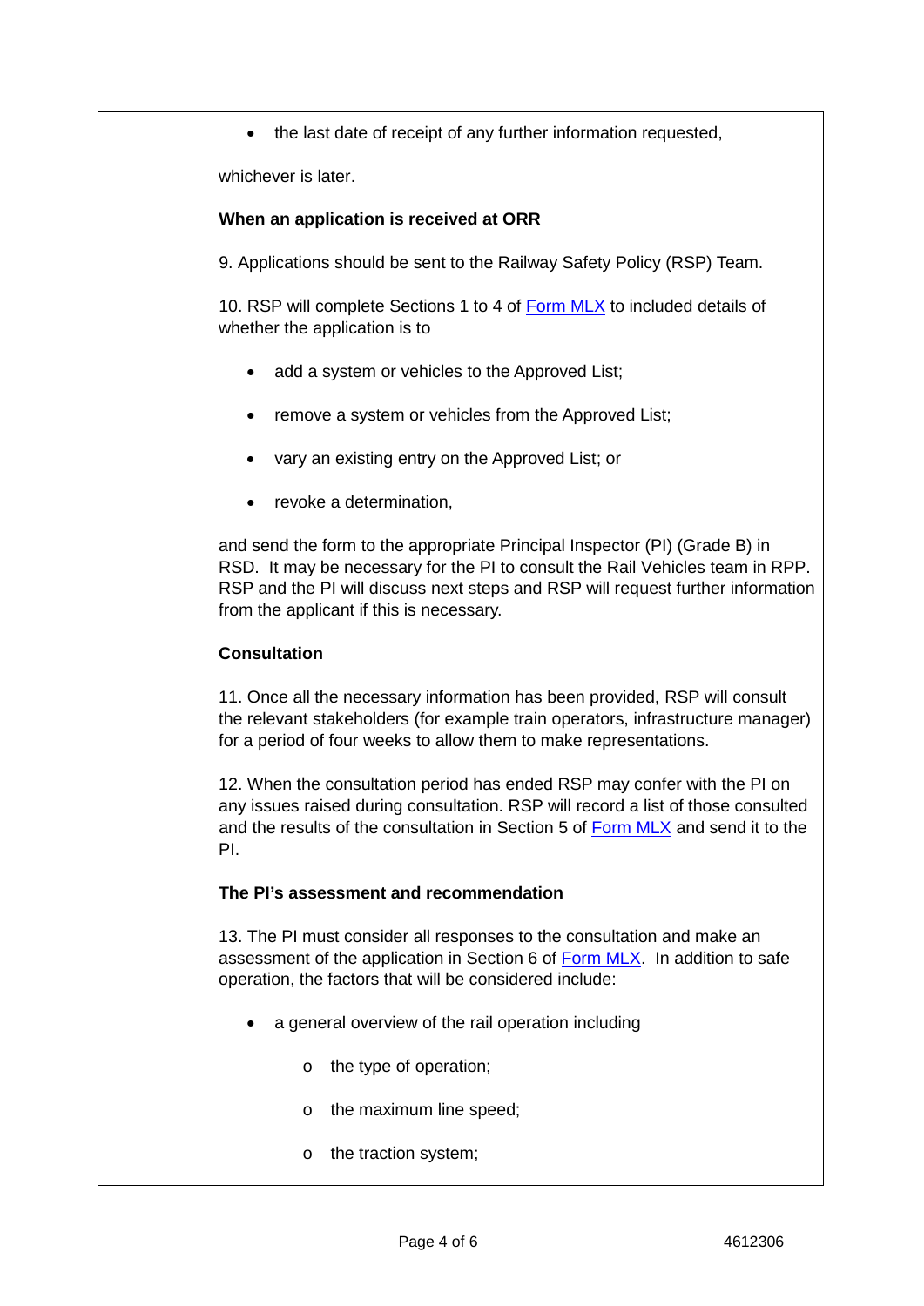- the last date of receipt of any further information requested,

whichever is later.

**When an application is received at ORR**

9. Applications should be sent to the Railway Safety Policy (RSP) Team.

10. RSP will complete Sections 1 to 4 of [Form MLX] to included details of whether the application is to

- add a system or vehicles to the Approved List;
- remove a system or vehicles from the Approved List;
- vary an existing entry on the Approved List; or
- revoke a determination,

and send the form to the appropriate Principal Inspector (PI) (Grade B) in RSD. It may be necessary for the PI to consult the Rail Vehicles team in RPP. RSP and the PI will discuss next steps and RSP will request further information from the applicant if this is necessary.

**Consultation**

11. Once all the necessary information has been provided, RSP will consult the relevant stakeholders (for example train operators, infrastructure manager) for a period of four weeks to allow them to make representations.

12. When the consultation period has ended RSP may confer with the PI on any issues raised during consultation. RSP will record a list of those consulted and the results of the consultation in Section 5 of [Form MLX] and send it to the PI.

**The PI's assessment and recommendation**

13. The PI must consider all responses to the consultation and make an assessment of the application in Section 6 of [Form MLX]. In addition to safe operation, the factors that will be considered include:

- a general overview of the rail operation including
  - the type of operation;
  - the maximum line speed;
  - the traction system;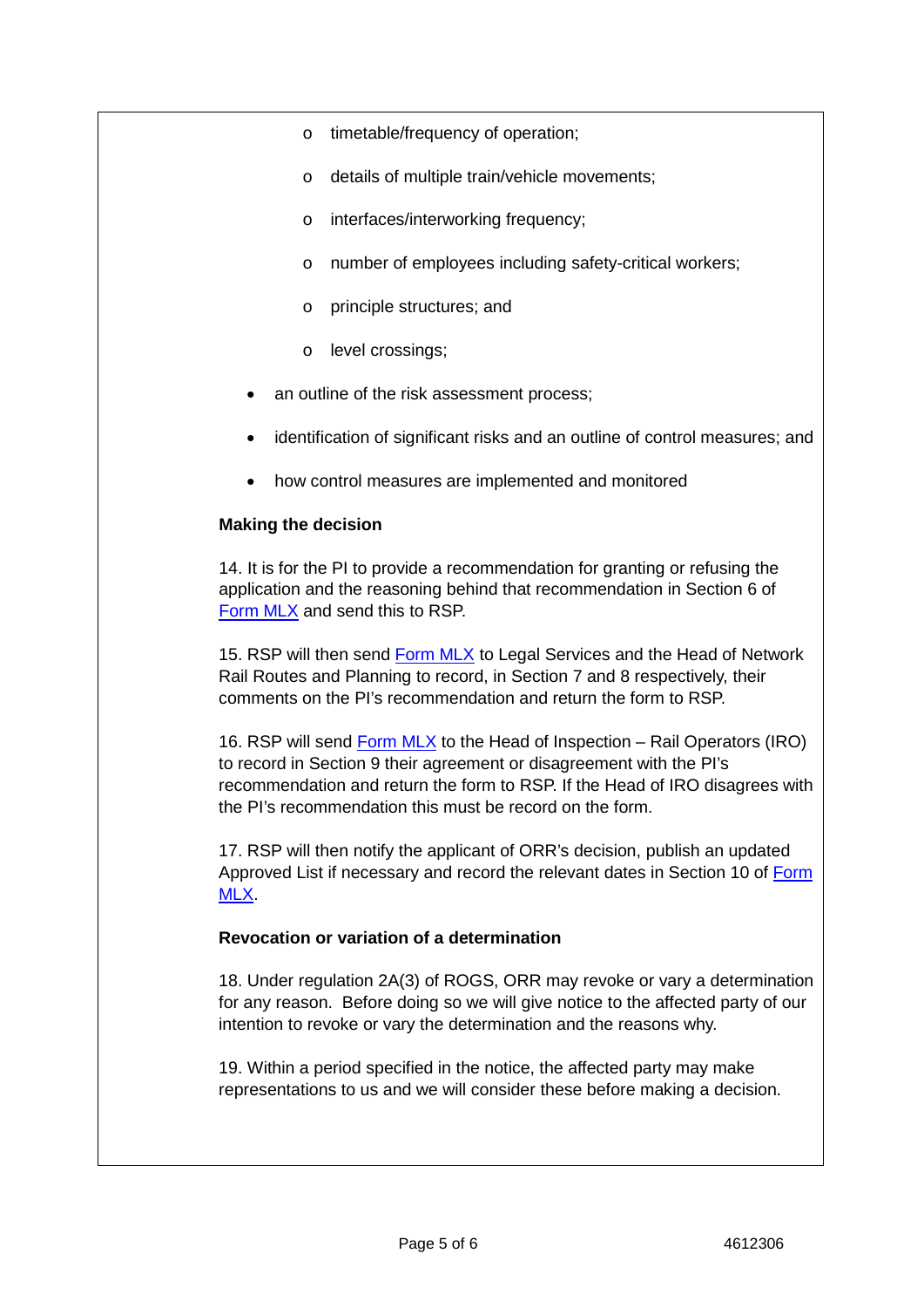- timetable/frequency of operation;
  - details of multiple train/vehicle movements;
  - interfaces/interworking frequency;
  - number of employees including safety-critical workers;
  - principle structures; and
  - level crossings;
- an outline of the risk assessment process;
- identification of significant risks and an outline of control measures; and
- how control measures are implemented and monitored

**Making the decision**

14. It is for the PI to provide a recommendation for granting or refusing the application and the reasoning behind that recommendation in Section 6 of Form MLX and send this to RSP.

15. RSP will then send Form MLX to Legal Services and the Head of Network Rail Routes and Planning to record, in Section 7 and 8 respectively, their comments on the PI's recommendation and return the form to RSP.

16. RSP will send Form MLX to the Head of Inspection – Rail Operators (IRO) to record in Section 9 their agreement or disagreement with the PI's recommendation and return the form to RSP. If the Head of IRO disagrees with the PI's recommendation this must be record on the form.

17. RSP will then notify the applicant of ORR's decision, publish an updated Approved List if necessary and record the relevant dates in Section 10 of Form MLX.

**Revocation or variation of a determination**

18. Under regulation 2A(3) of ROGS, ORR may revoke or vary a determination for any reason. Before doing so we will give notice to the affected party of our intention to revoke or vary the determination and the reasons why.

19. Within a period specified in the notice, the affected party may make representations to us and we will consider these before making a decision.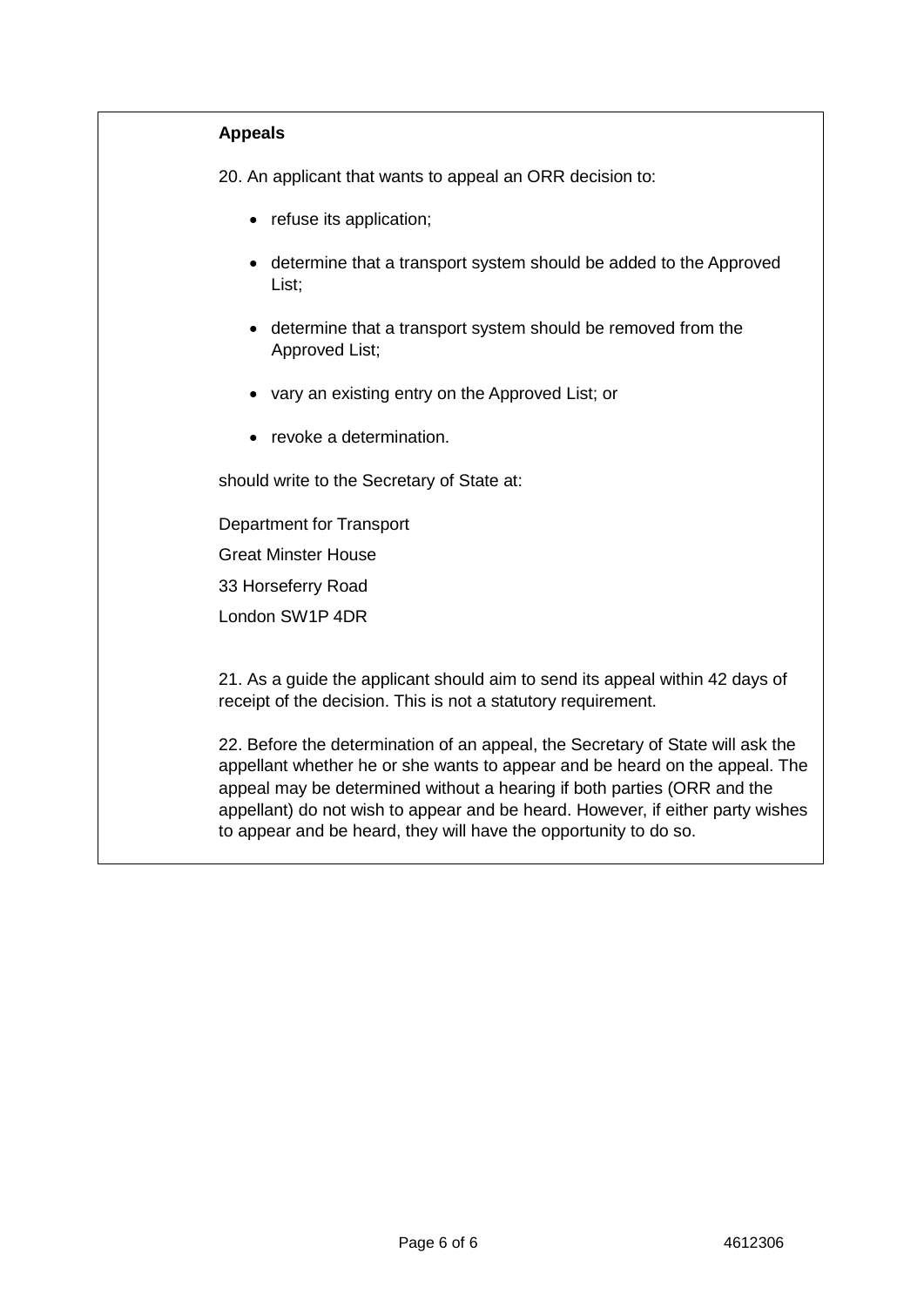**Appeals**

20. An applicant that wants to appeal an ORR decision to:

- refuse its application;
- determine that a transport system should be added to the Approved List;
- determine that a transport system should be removed from the Approved List;
- vary an existing entry on the Approved List; or
- revoke a determination.

should write to the Secretary of State at:

Department for Transport

Great Minster House

33 Horseferry Road

London SW1P 4DR

21. As a guide the applicant should aim to send its appeal within 42 days of receipt of the decision. This is not a statutory requirement.

22. Before the determination of an appeal, the Secretary of State will ask the appellant whether he or she wants to appear and be heard on the appeal. The appeal may be determined without a hearing if both parties (ORR and the appellant) do not wish to appear and be heard. However, if either party wishes to appear and be heard, they will have the opportunity to do so.